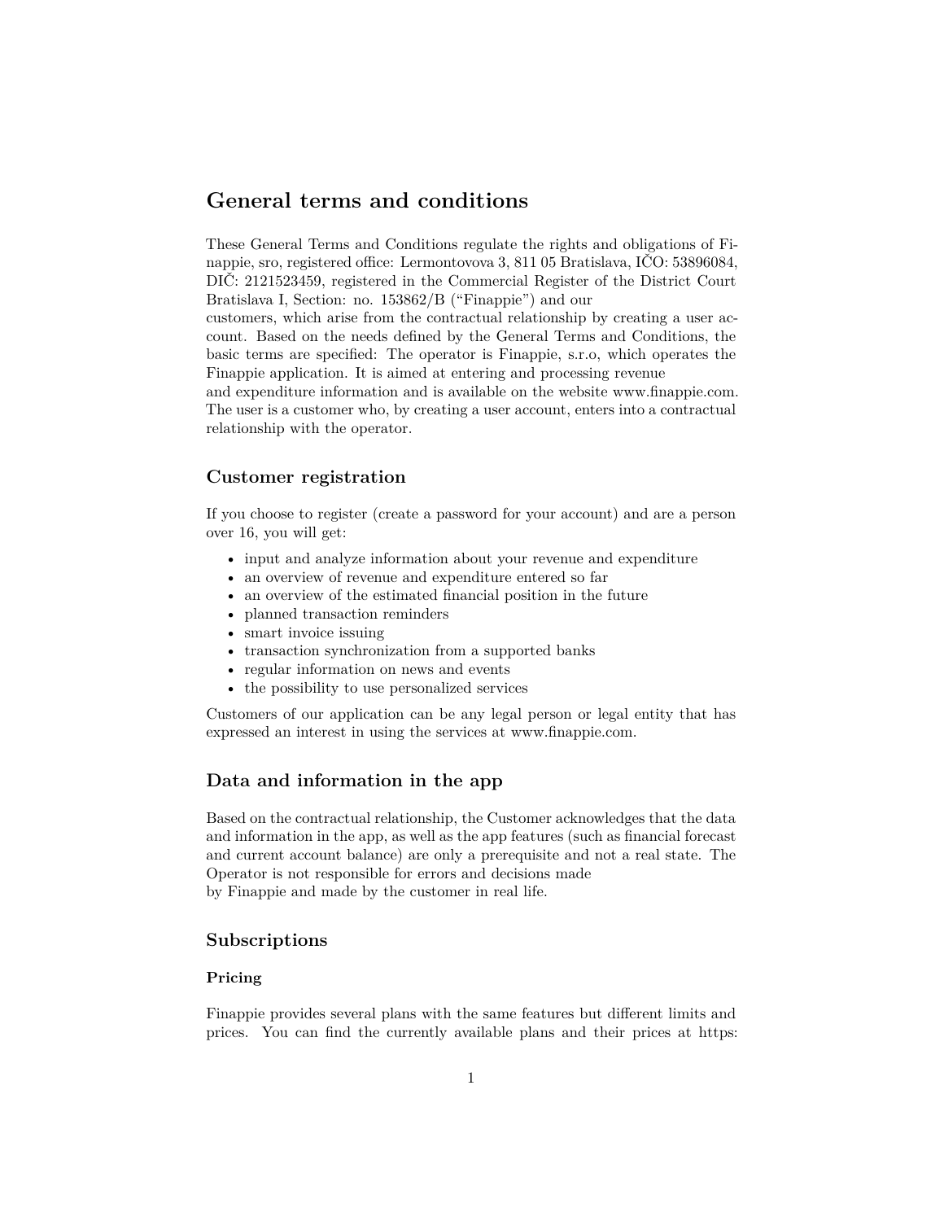# General terms and conditions

These General Terms and Conditions regulate the rights and obligations of Finappie, sro, registered office: Lermontovova 3, 811 05 Bratislava, IČO: 53896084, DIČ: 2121523459, registered in the Commercial Register of the District Court Bratislava I, Section: no. 153862/B ("Finappie") and our customers, which arise from the contractual relationship by creating a user account. Based on the needs defined by the General Terms and Conditions, the basic terms are specified: The operator is Finappie, s.r.o, which operates the Finappie application. It is aimed at entering and processing revenue and expenditure information and is available on the website www.finappie.com. The user is a customer who, by creating a user account, enters into a contractual relationship with the operator.

## Customer registration

If you choose to register (create a password for your account) and are a person over 16, you will get:

- input and analyze information about your revenue and expenditure
- an overview of revenue and expenditure entered so far
- an overview of the estimated financial position in the future
- planned transaction reminders
- smart invoice issuing
- transaction synchronization from a supported banks
- regular information on news and events
- the possibility to use personalized services

Customers of our application can be any legal person or legal entity that has expressed an interest in using the services at www.finappie.com.

## Data and information in the app

Based on the contractual relationship, the Customer acknowledges that the data and information in the app, as well as the app features (such as financial forecast and current account balance) are only a prerequisite and not a real state. The Operator is not responsible for errors and decisions made by Finappie and made by the customer in real life.

## Subscriptions

### Pricing

Finappie provides several plans with the same features but different limits and prices. You can find the currently available plans and their prices at https: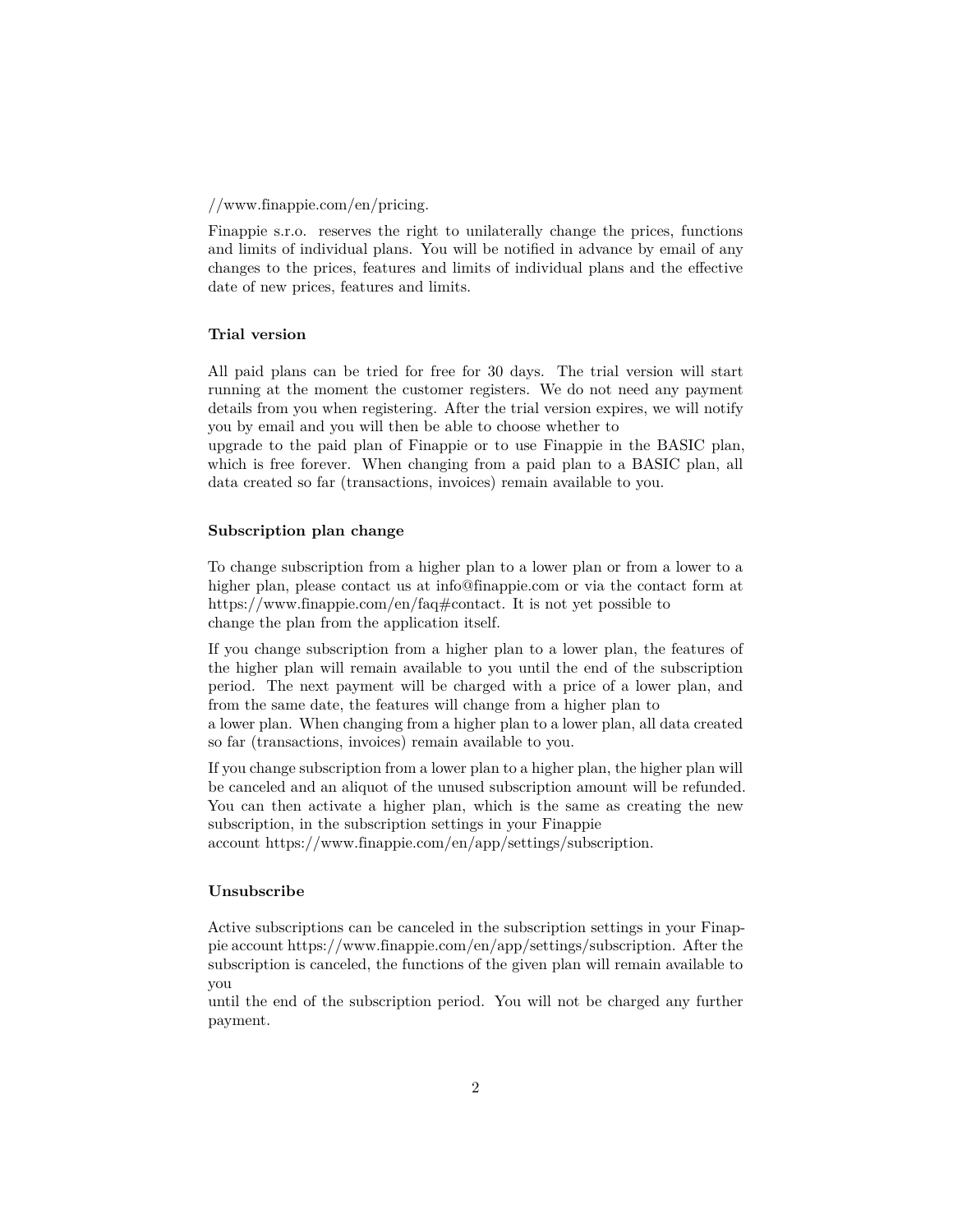//www.finappie.com/en/pricing.

Finappie s.r.o. reserves the right to unilaterally change the prices, functions and limits of individual plans. You will be notified in advance by email of any changes to the prices, features and limits of individual plans and the effective date of new prices, features and limits.

### Trial version

All paid plans can be tried for free for 30 days. The trial version will start running at the moment the customer registers. We do not need any payment details from you when registering. After the trial version expires, we will notify you by email and you will then be able to choose whether to upgrade to the paid plan of Finappie or to use Finappie in the BASIC plan, which is free forever. When changing from a paid plan to a BASIC plan, all data created so far (transactions, invoices) remain available to you.

### Subscription plan change

To change subscription from a higher plan to a lower plan or from a lower to a higher plan, please contact us at info@finappie.com or via the contact form at https://www.finappie.com/en/faq#contact. It is not yet possible to change the plan from the application itself.

If you change subscription from a higher plan to a lower plan, the features of the higher plan will remain available to you until the end of the subscription period. The next payment will be charged with a price of a lower plan, and from the same date, the features will change from a higher plan to a lower plan. When changing from a higher plan to a lower plan, all data created so far (transactions, invoices) remain available to you.

If you change subscription from a lower plan to a higher plan, the higher plan will be canceled and an aliquot of the unused subscription amount will be refunded. You can then activate a higher plan, which is the same as creating the new subscription, in the subscription settings in your Finappie account https://www.finappie.com/en/app/settings/subscription.

### Unsubscribe

Active subscriptions can be canceled in the subscription settings in your Finappie account https://www.finappie.com/en/app/settings/subscription. After the subscription is canceled, the functions of the given plan will remain available to you until the end of the subscription period. You will not be charged any further payment.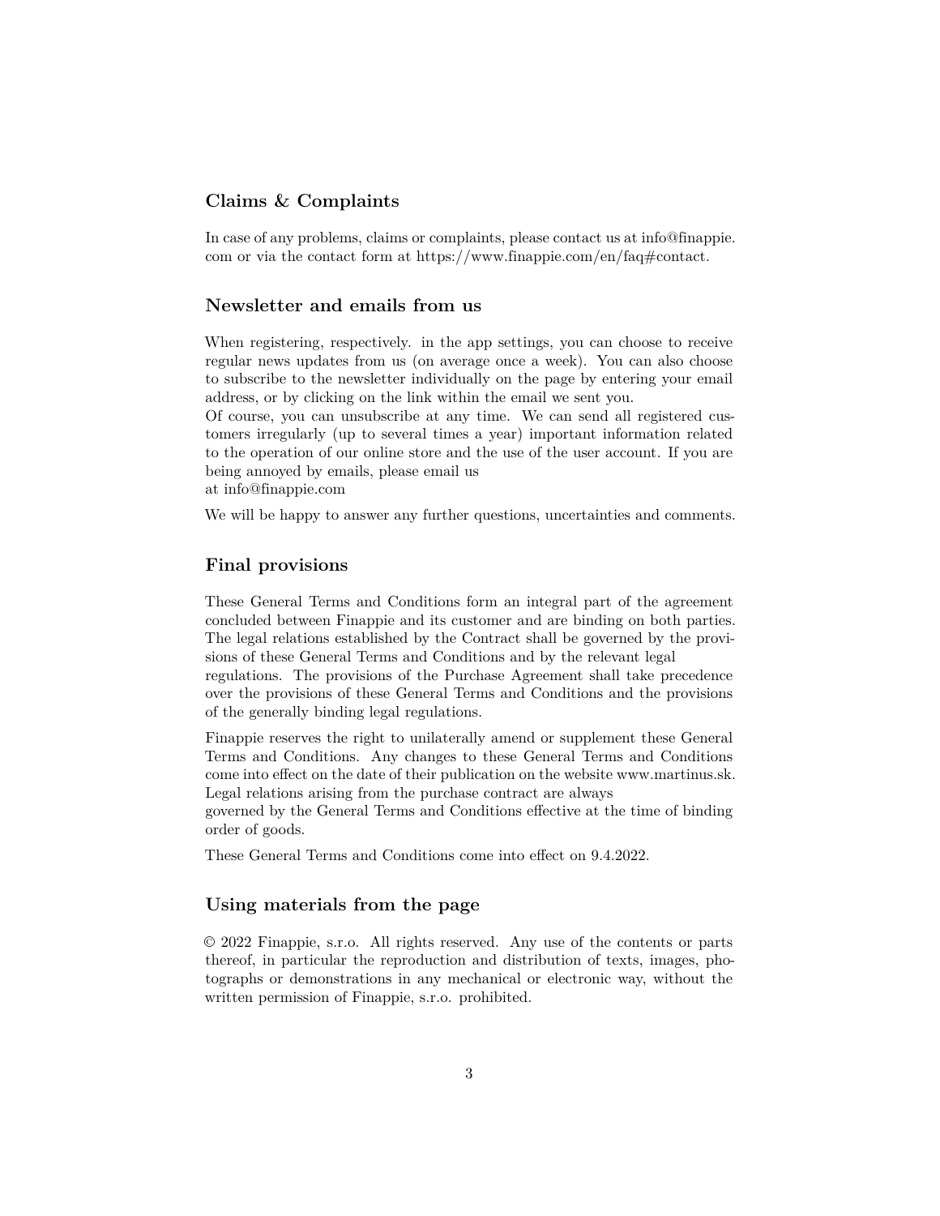## Claims & Complaints

In case of any problems, claims or complaints, please contact us at info@finappie.com or via the contact form at https://www.finappie.com/en/faq#contact.

## Newsletter and emails from us

When registering, respectively. in the app settings, you can choose to receive regular news updates from us (on average once a week). You can also choose to subscribe to the newsletter individually on the page by entering your email address, or by clicking on the link within the email we sent you.
Of course, you can unsubscribe at any time. We can send all registered customers irregularly (up to several times a year) important information related to the operation of our online store and the use of the user account. If you are being annoyed by emails, please email us
at info@finappie.com

We will be happy to answer any further questions, uncertainties and comments.

## Final provisions

These General Terms and Conditions form an integral part of the agreement concluded between Finappie and its customer and are binding on both parties. The legal relations established by the Contract shall be governed by the provisions of these General Terms and Conditions and by the relevant legal
regulations. The provisions of the Purchase Agreement shall take precedence over the provisions of these General Terms and Conditions and the provisions of the generally binding legal regulations.

Finappie reserves the right to unilaterally amend or supplement these General Terms and Conditions. Any changes to these General Terms and Conditions come into effect on the date of their publication on the website www.martinus.sk. Legal relations arising from the purchase contract are always
governed by the General Terms and Conditions effective at the time of binding order of goods.

These General Terms and Conditions come into effect on 9.4.2022.

## Using materials from the page

© 2022 Finappie, s.r.o. All rights reserved. Any use of the contents or parts thereof, in particular the reproduction and distribution of texts, images, photographs or demonstrations in any mechanical or electronic way, without the written permission of Finappie, s.r.o. prohibited.